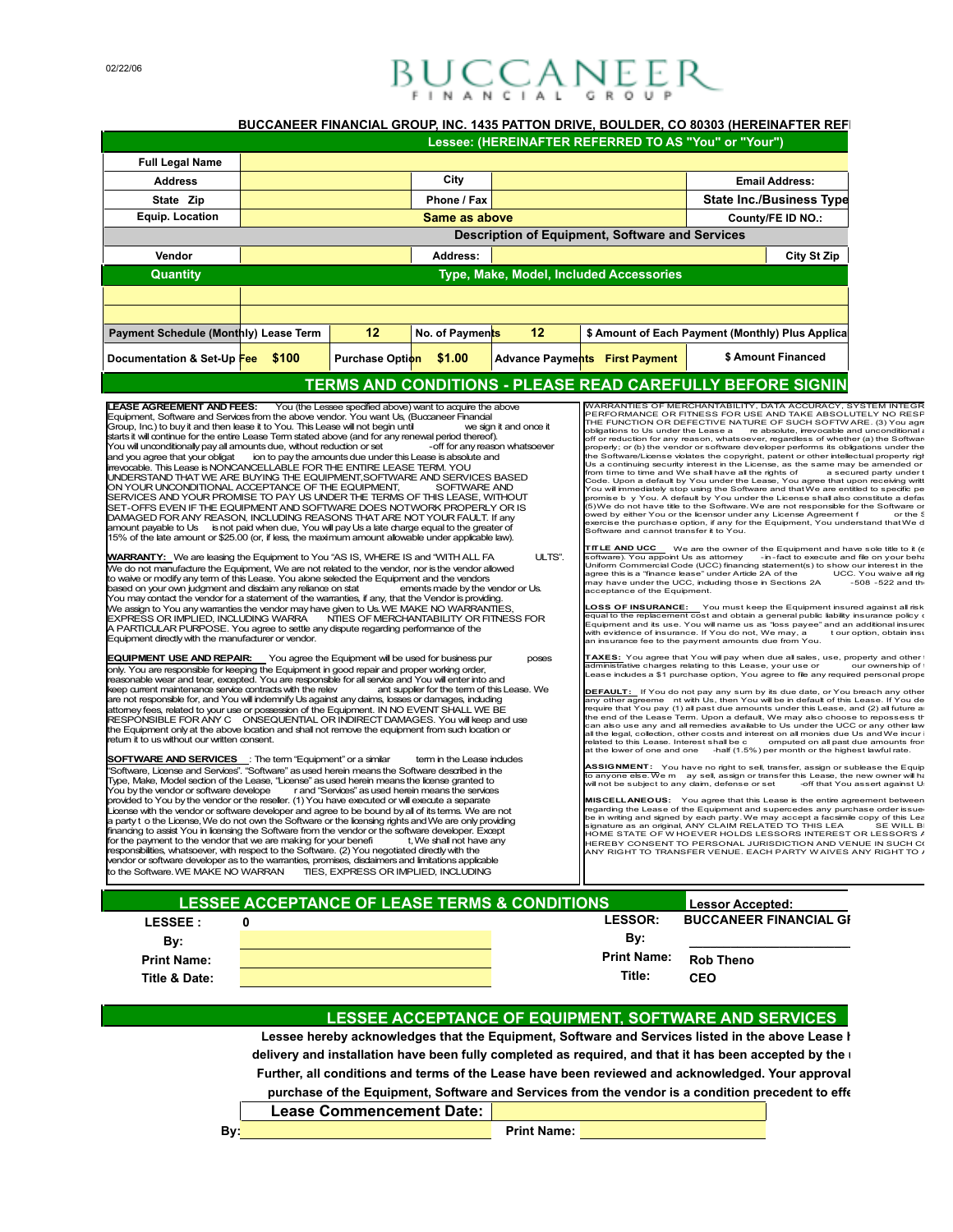02/22/06

# BUCCANEER
FINANCIAL GROUP

**BUCCANEER FINANCIAL GROUP, INC. 1435 PATTON DRIVE, BOULDER, CO 80303 (HEREINAFTER REF**

**Lessee: (HEREINAFTER REFERRED TO AS "You" or "Your")**

| Full Legal Name | | | | |
|---|---|---|---|---|
| Address | | City | | Email Address: |
| State Zip | | Phone / Fax | | State Inc./Business Type |
| Equip. Location | | Same as above | | County/FE ID NO.: |

**Description of Equipment, Software and Services**

| Vendor | | Address: | | City St Zip |
|---|---|---|---|---|
| Quantity | Type, Make, Model, Included Accessories | | | |
| | | | | |
| | | | | |

| Payment Schedule (Monthly) Lease Term | 12 | No. of Payments | 12 | $ Amount of Each Payment (Monthly) Plus Applica |
|---|---|---|---|---|
| Documentation & Set-Up Fee $100 | Purchase Option $1.00 | Advance Payments First Payment | | $ Amount Financed |

## TERMS AND CONDITIONS - PLEASE READ CAREFULLY BEFORE SIGNIN

**LEASE AGREEMENT AND FEES:** You (the Lessee specified above) want to acquire the above Equipment, Software and Services from the above vendor. You want Us, (Buccaneer Financial Group, Inc.) to buy it and then lease it to You. This Lease will not begin until we sign it and once it starts it will continue for the entire Lease Term stated above (and for any renewal period thereof). You will unconditionally pay all amounts due, without reduction or set -off for any reason whatsoever and you agree that your obligat ion to pay the amounts due under this Lease is absolute and irrevocable. This Lease is NONCANCELLABLE FOR THE ENTIRE LEASE TERM. YOU UNDERSTAND THAT WE ARE BUYING THE EQUIPMENT,SOFTWARE AND SERVICES BASED ON YOUR UNCONDITIONAL ACCEPTANCE OF THE EQUIPMENT, SOFTWARE AND SERVICES AND YOUR PROMISE TO PAY US UNDER THE TERMS OF THIS LEASE, WITHOUT SET-OFFS EVEN IF THE EQUIPMENT AND SOFTWARE DOES NOTWORK PROPERLY OR IS DAMAGED FOR ANY REASON, INCLUDING REASONS THAT ARE NOT YOUR FAULT. If any amount payable to Us is not paid when due, You will pay Us a late charge equal to the greater of 15% of the late amount or $25.00 (or, if less, the maximum amount allowable under applicable law).

**WARRANTY:** We are leasing the Equipment to You "AS IS, WHERE IS and "WITH ALL FA ULTS". We do not manufacture the Equipment, We are not related to the vendor, nor is the vendor allowed to waive or modify any term of this Lease. You alone selected the Equipment and the vendors based on your own judgment and disclaim any reliance on stat ements made by the vendor or Us. You may contact the vendor for a statement of the warranties, if any, that the Vendor is providing. We assign to You any warranties the vendor may have given to Us. WE MAKE NO WARRANTIES, EXPRESS OR IMPLIED, INCLUDING WARRA NTIES OF MERCHANTABILITY OR FITNESS FOR A PARTICULAR PURPOSE. You agree to settle any dispute regarding performance of the Equipment directly with the manufacturer or vendor.

**EQUIPMENT USE AND REPAIR:** You agree the Equipment will be used for business pur poses only. You are responsible for keeping the Equipment in good repair and proper working order, reasonable wear and tear, excepted. You are responsible for all service and You will enter into and keep current maintenance service contracts with the relev ant supplier for the term of this Lease. We are not responsible for, and You will indemnify Us against any claims, losses or damages, including attorney fees, related to your use or possession of the Equipment. IN NO EVENT SHALL WE BE RESPONSIBLE FOR ANY C ONSEQUENTIAL OR INDIRECT DAMAGES. You will keep and use the Equipment only at the above location and shall not remove the equipment from such location or return it to us without our written consent.

**SOFTWARE AND SERVICES** : The term "Equipment" or a similar term in the Lease includes "Software, License and Services". "Software" as used herein means the Software described in the Type, Make, Model section of the Lease, "License" as used herein means the license granted to You by the vendor or software develope r and "Services" as used herein means the services provided to You by the vendor or the reseller. (1) You have executed or will execute a separate License with the vendor or software developer and agree to be bound by all of its terms. We are not a party t o the License, We do not own the Software or the licensing rights and We are only providing financing to assist You in licensing the Software from the vendor or the software developer. Except for the payment to the vendor that we are making for your benefi t, We shall not have any responsibilities, whatsoever, with respect to the Software. (2) You negotiated directly with the vendor or software developer as to the warranties, promises, disclaimers and limitations applicable to the Software. WE MAKE NO WARRAN TIES, EXPRESS OR IMPLIED, INCLUDING WARRANTIES OF MERCHANTABILITY, DATA ACCURACY, SYSTEM INTEGR PERFORMANCE OR FITNESS FOR USE AND TAKE ABSOLUTELY NO RESP THE FUNCTION OR DEFECTIVE NATURE OF SUCH SOFTWARE. (3) You agre obligations to Us under the Lease a re absolute, irrevocable and unconditional a off or reduction for any reason, whatsoever, regardless of whether (a) the Softwar properly; or (b) the vendor or software developer performs its obligations under the the Software/License violates the copyright, patent or other intellectual property righ Us a continuing security interest in the License, as the same may be amended or from time to time and We shall have all the rights of a secured party under t Code. Upon a default by You under the Lease, You agree that upon receiving writ You will immediately stop using the Software and that We are entitled to specific pe promise b y You. A default by You under the License shall also constitute a defau (5)We do not have title to the Software. We are not responsible for the Software or owed by either You or the licensor under any License Agreement f or the S exercise the purchase option, if any for the Equipment, You understand that We d Software and cannot transfer it to You.

**TITLE AND UCC** We are the owner of the Equipment and have sole title to it (e software). You appoint Us as attorney -in-fact to execute and file on your beha Uniform Commercial Code (UCC) financing statement(s) to show our interest in the agree this is a "finance lease" under Article 2A of the UCC. You waive all rig may have under the UCC, including those in Sections 2A -508 -522 and th acceptance of the Equipment.

**LOSS OF INSURANCE:** You must keep the Equipment insured against all risk equal to the replacement cost and obtain a general public liability insurance policy c Equipment and its use. You will name us as "loss payee" and an additional insured with evidence of insurance. If You do not, We may, a t our option, obtain insu an insurance fee to the payment amounts due from You.

**TAXES:** You agree that You will pay when due all sales, use, property and other administrative charges relating to this Lease, your use or our ownership of Lease includes a $1 purchase option, You agree to file any required personal prope

**DEFAULT:** If You do not pay any sum by its due date, or You breach any other any other agreeme nt with Us, then You will be in default of this Lease. If You de require that You pay (1) all past due amounts under this Lease, and (2) all future a the end of the Lease Term. Upon a default, We may also choose to repossess th can also use any and all remedies available to Us under the UCC or any other law all the legal, collection, other costs and interest on all monies due Us and We incur related to this Lease. Interest shall be c omputed on all past due amounts from at the lower of one and one -half (1.5%) per month or the highest lawful rate.

**ASSIGNMENT:** You have no right to sell, transfer, assign or sublease the Equip to anyone else. We m ay sell, assign or transfer this Lease, the new owner will ha will not be subject to any claim, defense or set -off that You assert against U

**MISCELLANEOUS:** You agree that this Lease is the entire agreement between regarding the Lease of the Equipment and supercedes any purchase order issue be in writing and signed by each party. We may accept a facsimile copy of this Lea signature as an original, ANY CLAIM RELATED TO THIS LEA SE WILL B HOME STATE OF W HOEVER HOLDS LESSORS INTEREST OR LESSOR'S HEREBY CONSENT TO PERSONAL JURISDICTION AND VENUE IN SUCH C ANY RIGHT TO TRANSFER VENUE. EACH PARTY WAIVES ANY RIGHT TO

## LESSEE ACCEPTANCE OF LEASE TERMS & CONDITIONS

| LESSEE : | 0 | LESSOR: | Lessor Accepted: BUCCANEER FINANCIAL GI |
|---|---|---|---|
| By: | | By: | |
| Print Name: | | Print Name: | Rob Theno |
| Title & Date: | | Title: | CEO |

## LESSEE ACCEPTANCE OF EQUIPMENT, SOFTWARE AND SERVICES

**Lessee hereby acknowledges that the Equipment, Software and Services listed in the above Lease h delivery and installation have been fully completed as required, and that it has been accepted by the Further, all conditions and terms of the Lease have been reviewed and acknowledged. Your approval purchase of the Equipment, Software and Services from the vendor is a condition precedent to effe**

**Lease Commencement Date:**

**By:** ______________ **Print Name:** ______________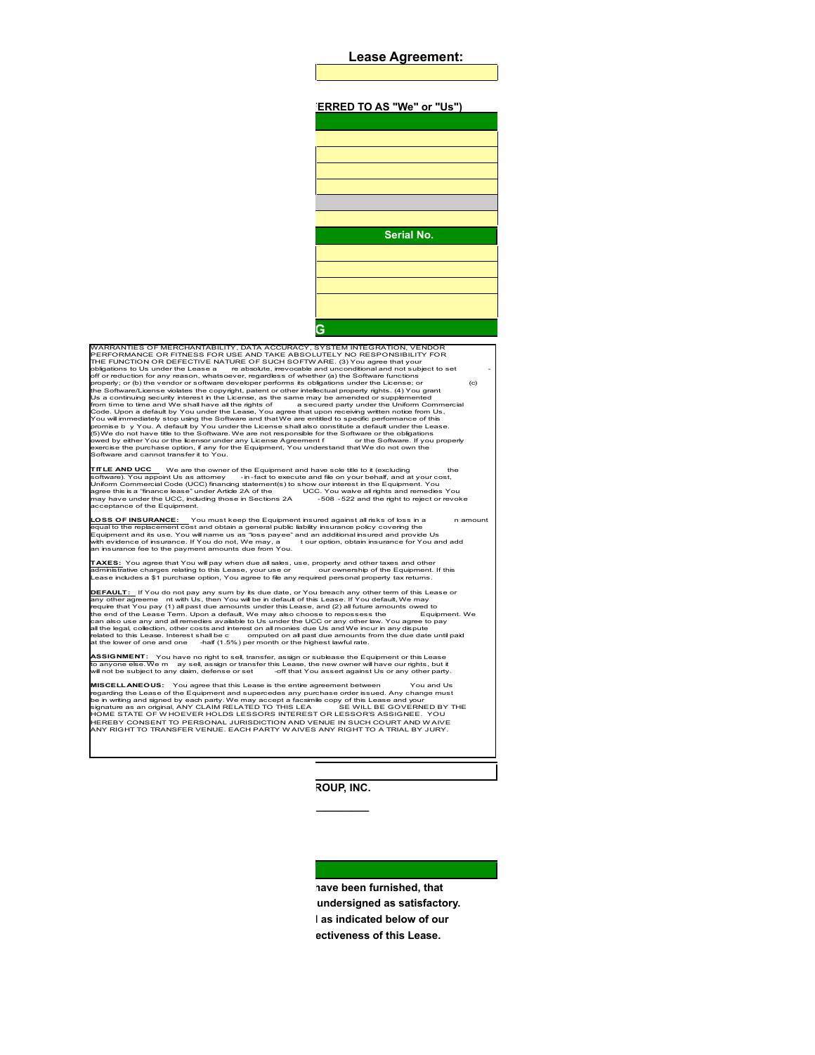**Lease Agreement:**

ERRED TO AS "We" or "Us")

Serial No.

G

WARRANTIES OF MERCHANTABILITY, DATA ACCURACY, SYSTEM INTEGRATION, VENDOR PERFORMANCE OR FITNESS FOR USE AND TAKE ABSOLUTELY NO RESPONSIBILITY FOR THE FUNCTION OR DEFECTIVE NATURE OF SUCH SOFTWARE. (3) You agree that your obligations to Us under the Lease a re absolute, irrevocable and unconditional and not subject to set - off or reduction for any reason, whatsoever, regardless of whether (a) the Software functions properly; or (b) the vendor or software developer performs its obligations under the License; or (c) the Software/License violates the copyright, patent or other intellectual property rights. (4) You grant Us a continuing security interest in the License, as the same may be amended or supplemented from time to time and We shall have all the rights of a secured party under the Uniform Commercial Code. Upon a default by You under the Lease, You agree that upon receiving written notice from Us, You will immediately stop using the Software and that We are entitled to specific performance of this promise b y You. A default by You under the License shall also constitute a default under the Lease. (5) We do not have title to the Software. We are not responsible for the Software or the obligations owed by either You or the licensor under any License Agreement f or the Software. If you properly exercise the purchase option, if any for the Equipment, You understand that We do not own the Software and cannot transfer it to You.

**TITLE AND UCC** We are the owner of the Equipment and have sole title to it (excluding the software). You appoint Us as attorney - in - fact to execute and file on your behalf, and at your cost, Uniform Commercial Code (UCC) financing statement(s) to show our interest in the Equipment. You agree this is a "finance lease" under Article 2A of the UCC. You waive all rights and remedies You may have under the UCC, including those in Sections 2A - 508 - 522 and the right to reject or revoke acceptance of the Equipment.

**LOSS OF INSURANCE:** You must keep the Equipment insured against all risks of loss in a n amount equal to the replacement cost and obtain a general public liability insurance policy covering the Equipment and its use. You will name us as "loss payee" and an additional insured and provide Us with evidence of insurance. If You do not, We may, a t our option, obtain insurance for You and add an insurance fee to the payment amounts due from You.

**TAXES:** You agree that You will pay when due all sales, use, property and other taxes and other administrative charges relating to this Lease, your use or our ownership of the Equipment. If this Lease includes a $1 purchase option, You agree to file any required personal property tax returns.

**DEFAULT:** If You do not pay any sum by its due date, or You breach any other term of this Lease or any other agreeme nt with Us, then You will be in default of this Lease. If You default, We may require that You pay (1) all past due amounts under this Lease, and (2) all future amounts owed to the end of the Lease Term. Upon a default, We may also choose to repossess the Equipment. We can also use any and all remedies available to Us under the UCC or any other law. You agree to pay all the legal, collection, other costs and interest on all monies due Us and We incur in any dispute related to this Lease. Interest shall be c omputed on all past due amounts from the due date until paid at the lower of one and one -half (1.5%) per month or the highest lawful rate.

**ASSIGNMENT:** You have no right to sell, transfer, assign or sublease the Equipment or this Lease to anyone else. We m ay sell, assign or transfer this Lease, the new owner will have our rights, but it will not be subject to any claim, defense or set -off that You assert against Us or any other party.

**MISCELLANEOUS:** You agree that this Lease is the entire agreement between You and Us regarding the Lease of the Equipment and supercedes any purchase order issued. Any change must be in writing and signed by each party. We may accept a facsimile copy of this Lease and your signature as an original, ANY CLAIM RELATED TO THIS LEA SE WILL BE GOVERNED BY THE HOME STATE OF WHOEVER HOLDS LESSORS INTEREST OR LESSOR'S ASSIGNEE. YOU HEREBY CONSENT TO PERSONAL JURISDICTION AND VENUE IN SUCH COURT AND WAIVE ANY RIGHT TO TRANSFER VENUE. EACH PARTY WAIVES ANY RIGHT TO A TRIAL BY JURY.

ROUP, INC.

**have been furnished, that**
**undersigned as satisfactory.**
**as indicated below of our**
**ectiveness of this Lease.**